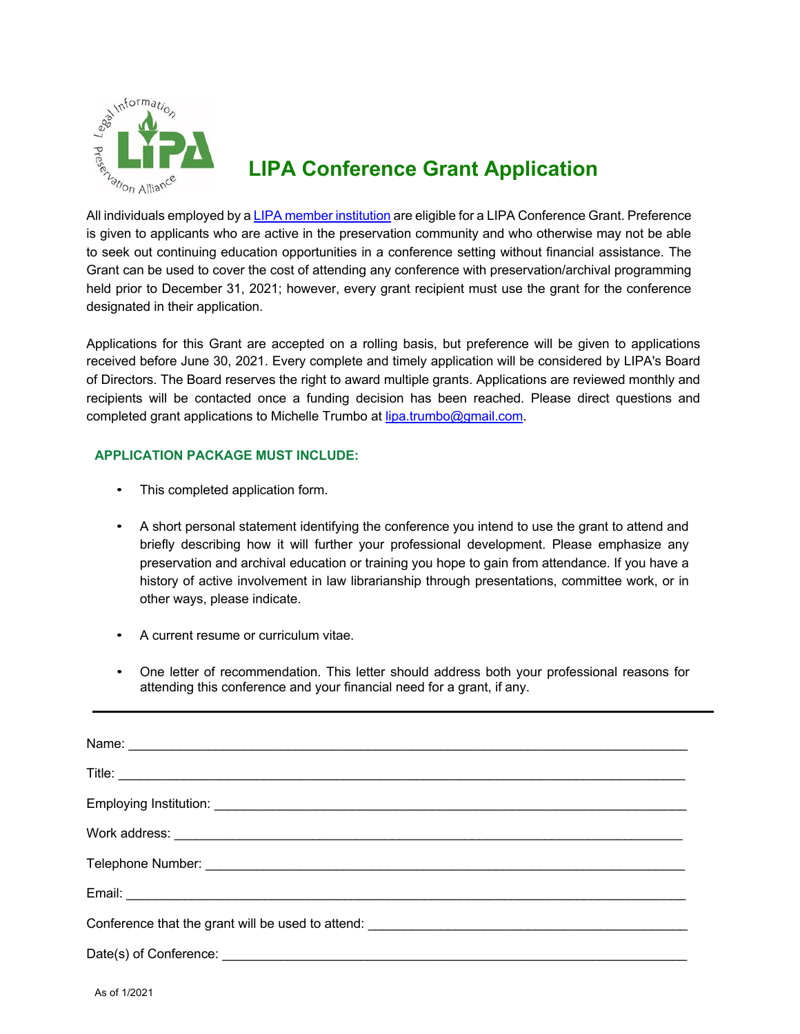# LIPA Conference Grant Application

All individuals employed by a [LIPA member institution]() are eligible for a LIPA Conference Grant. Preference is given to applicants who are active in the preservation community and who otherwise may not be able to seek out continuing education opportunities in a conference setting without financial assistance. The Grant can be used to cover the cost of attending any conference with preservation/archival programming held prior to December 31, 2021; however, every grant recipient must use the grant for the conference designated in their application.

Applications for this Grant are accepted on a rolling basis, but preference will be given to applications received before June 30, 2021. Every complete and timely application will be considered by LIPA's Board of Directors. The Board reserves the right to award multiple grants. Applications are reviewed monthly and recipients will be contacted once a funding decision has been reached. Please direct questions and completed grant applications to Michelle Trumbo at lipa.trumbo@gmail.com.

## APPLICATION PACKAGE MUST INCLUDE:

- This completed application form.
- A short personal statement identifying the conference you intend to use the grant to attend and briefly describing how it will further your professional development. Please emphasize any preservation and archival education or training you hope to gain from attendance. If you have a history of active involvement in law librarianship through presentations, committee work, or in other ways, please indicate.
- A current resume or curriculum vitae.
- One letter of recommendation. This letter should address both your professional reasons for attending this conference and your financial need for a grant, if any.

---

Name: ______________________________________________________________________

Title: _______________________________________________________________________

Employing Institution: _________________________________________________________

Work address: _______________________________________________________________

Telephone Number: ___________________________________________________________

Email: ______________________________________________________________________

Conference that the grant will be used to attend: ______________________________________

Date(s) of Conference: _________________________________________________________

As of 1/2021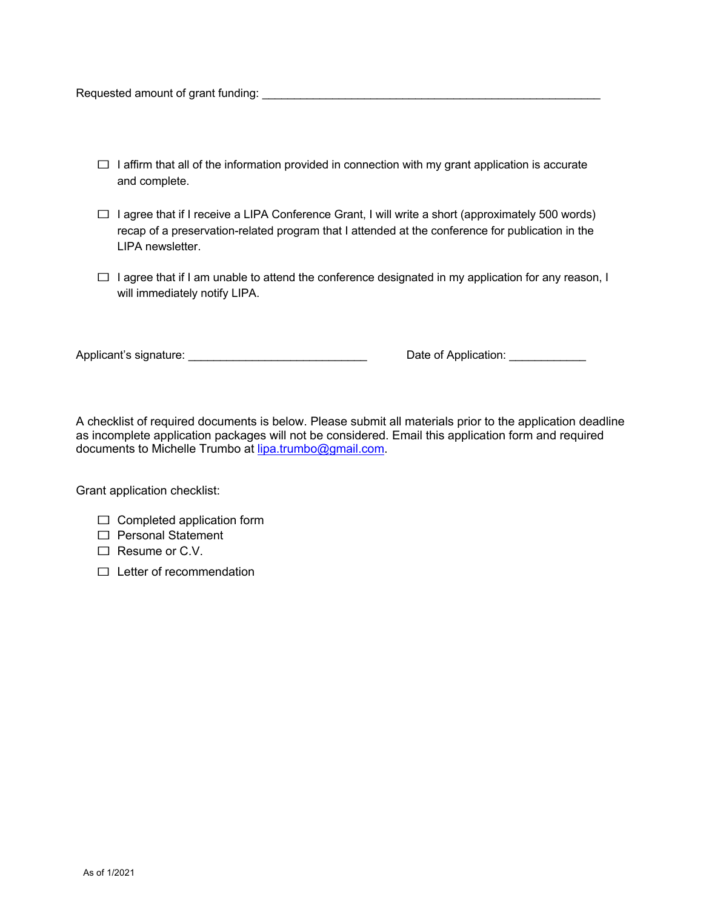Requested amount of grant funding: ______________________________________________________

- ☐ I affirm that all of the information provided in connection with my grant application is accurate and complete.
- ☐ I agree that if I receive a LIPA Conference Grant, I will write a short (approximately 500 words) recap of a preservation-related program that I attended at the conference for publication in the LIPA newsletter.
- ☐ I agree that if I am unable to attend the conference designated in my application for any reason, I will immediately notify LIPA.

Applicant's signature: ____________________________ Date of Application: ____________

A checklist of required documents is below. Please submit all materials prior to the application deadline as incomplete application packages will not be considered. Email this application form and required documents to Michelle Trumbo at [lipa.trumbo@gmail.com](mailto:lipa.trumbo@gmail.com).

Grant application checklist:

- ☐ Completed application form
- ☐ Personal Statement
- ☐ Resume or C.V.
- ☐ Letter of recommendation

As of 1/2021